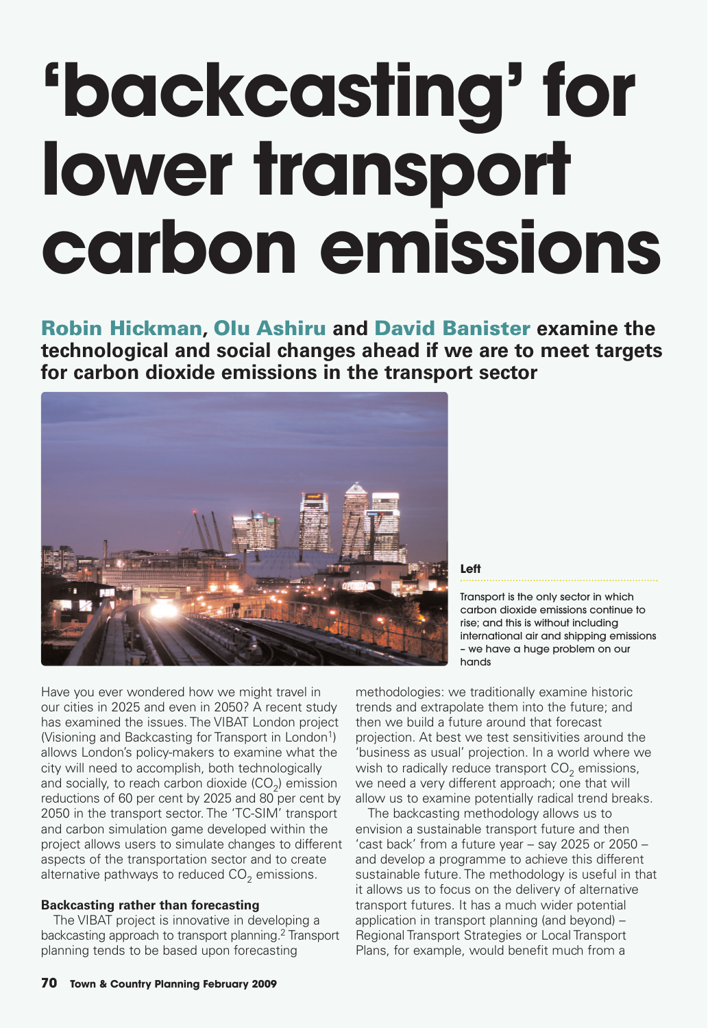# 'backcasting' for lower transport carbon emissions

**Robin Hickman, Olu Ashiru and David Banister examine the technological and social changes ahead if we are to meet targets for carbon dioxide emissions in the transport sector**

**Left**

Transport is the only sector in which carbon dioxide emissions continue to rise; and this is without including international air and shipping emissions – we have a huge problem on our hands

Have you ever wondered how we might travel in our cities in 2025 and even in 2050? A recent study has examined the issues. The VIBAT London project (Visioning and Backcasting for Transport in London[1]) allows London's policy-makers to examine what the city will need to accomplish, both technologically and socially, to reach carbon dioxide ($CO_2$) emission reductions of 60 per cent by 2025 and 80 per cent by 2050 in the transport sector. The 'TC-SIM' transport and carbon simulation game developed within the project allows users to simulate changes to different aspects of the transportation sector and to create alternative pathways to reduced $CO_2$ emissions.

**Backcasting rather than forecasting**

The VIBAT project is innovative in developing a backcasting approach to transport planning.[2] Transport planning tends to be based upon forecasting methodologies: we traditionally examine historic trends and extrapolate them into the future; and then we build a future around that forecast projection. At best we test sensitivities around the 'business as usual' projection. In a world where we wish to radically reduce transport $CO_2$ emissions, we need a very different approach; one that will allow us to examine potentially radical trend breaks.

The backcasting methodology allows us to envision a sustainable transport future and then 'cast back' from a future year – say 2025 or 2050 – and develop a programme to achieve this different sustainable future. The methodology is useful in that it allows us to focus on the delivery of alternative transport futures. It has a much wider potential application in transport planning (and beyond) – Regional Transport Strategies or Local Transport Plans, for example, would benefit much from a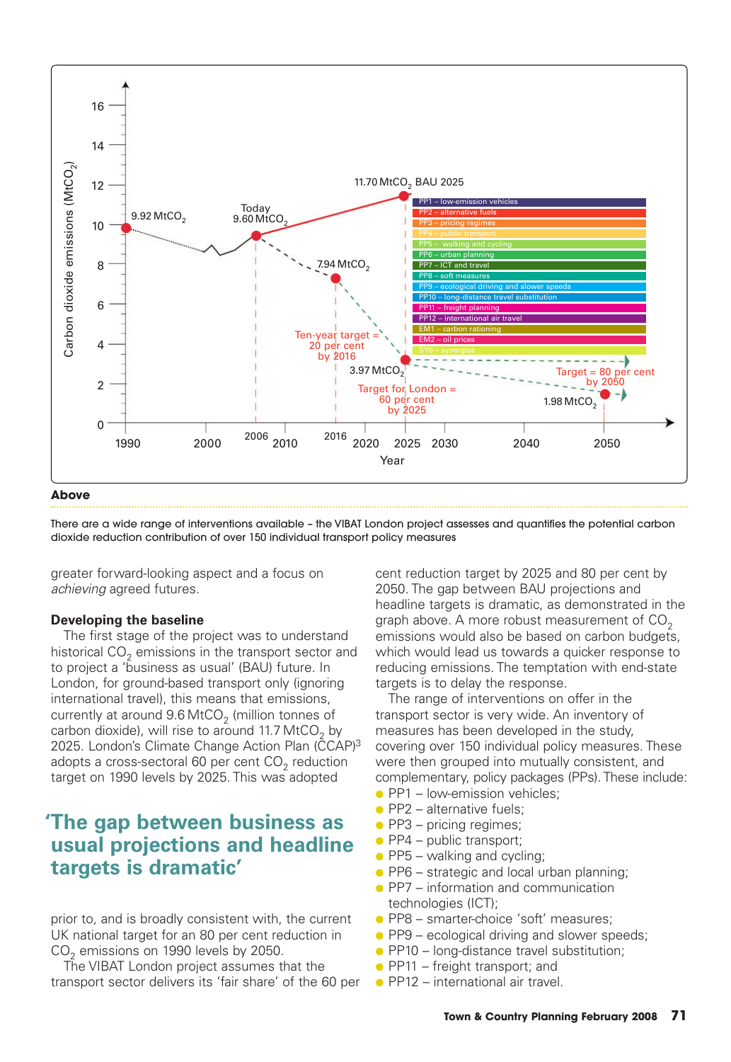**Above**

There are a wide range of interventions available – the VIBAT London project assesses and quantifies the potential carbon dioxide reduction contribution of over 150 individual transport policy measures

greater forward-looking aspect and a focus on *achieving* agreed futures.

### Developing the baseline

The first stage of the project was to understand historical $CO_2$ emissions in the transport sector and to project a 'business as usual' (BAU) future. In London, for ground-based transport only (ignoring international travel), this means that emissions, currently at around 9.6 $MtCO_2$ (million tonnes of carbon dioxide), will rise to around 11.7 $MtCO_2$ by 2025. London's Climate Change Action Plan (CCAP)[3] adopts a cross-sectoral 60 per cent $CO_2$ reduction target on 1990 levels by 2025. This was adopted prior to, and is broadly consistent with, the current UK national target for an 80 per cent reduction in $CO_2$ emissions on 1990 levels by 2050.

> 'The gap between business as usual projections and headline targets is dramatic'

The VIBAT London project assumes that the transport sector delivers its 'fair share' of the 60 per cent reduction target by 2025 and 80 per cent by 2050. The gap between BAU projections and headline targets is dramatic, as demonstrated in the graph above. A more robust measurement of $CO_2$ emissions would also be based on carbon budgets, which would lead us towards a quicker response to reducing emissions. The temptation with end-state targets is to delay the response.

The range of interventions on offer in the transport sector is very wide. An inventory of measures has been developed in the study, covering over 150 individual policy measures. These were then grouped into mutually consistent, and complementary, policy packages (PPs). These include:

- PP1 – low-emission vehicles;
- PP2 – alternative fuels;
- PP3 – pricing regimes;
- PP4 – public transport;
- PP5 – walking and cycling;
- PP6 – strategic and local urban planning;
- PP7 – information and communication technologies (ICT);
- PP8 – smarter-choice 'soft' measures;
- PP9 – ecological driving and slower speeds;
- PP10 – long-distance travel substitution;
- PP11 – freight transport; and
- PP12 – international air travel.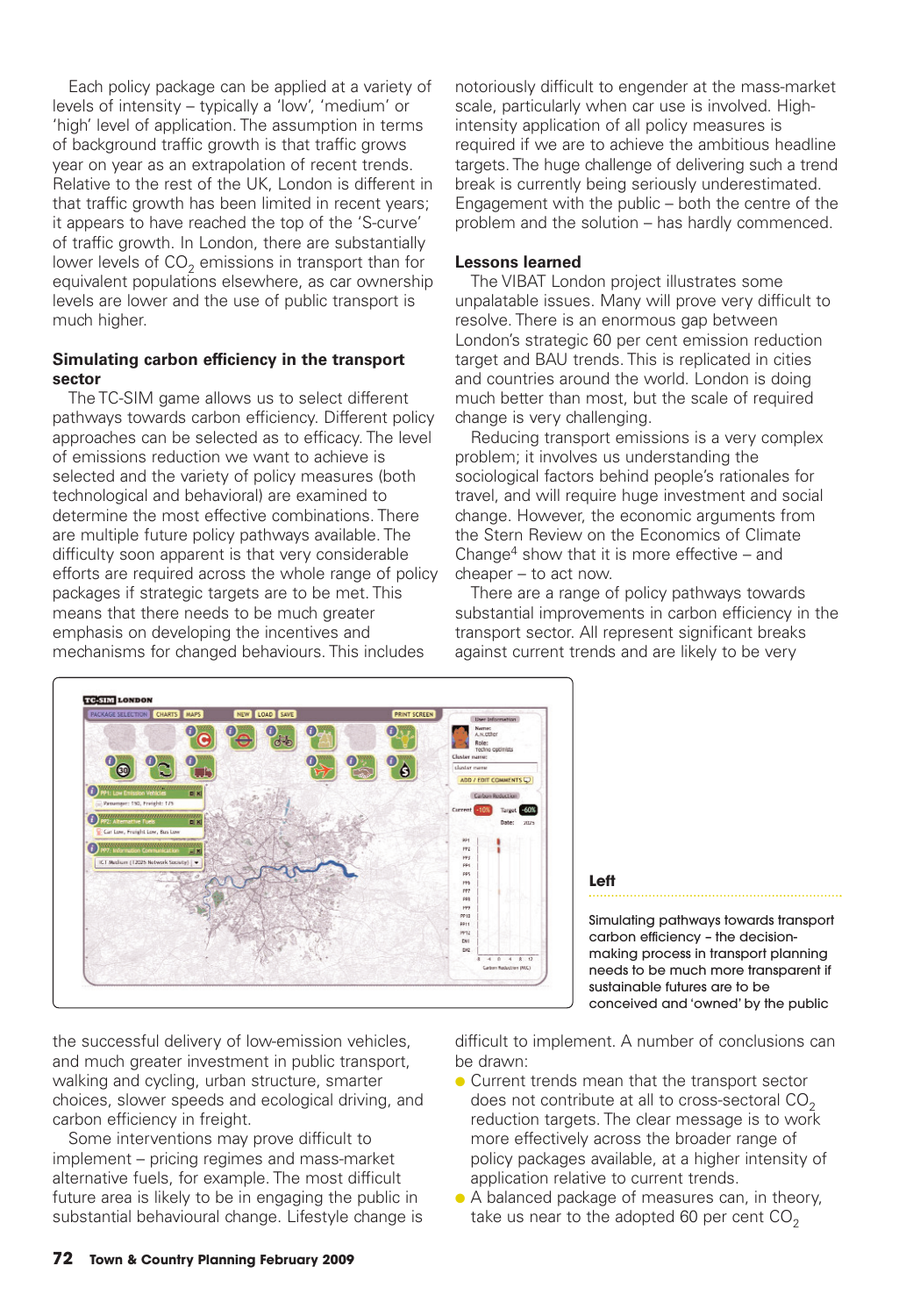Each policy package can be applied at a variety of levels of intensity – typically a 'low', 'medium' or 'high' level of application. The assumption in terms of background traffic growth is that traffic grows year on year as an extrapolation of recent trends. Relative to the rest of the UK, London is different in that traffic growth has been limited in recent years; it appears to have reached the top of the 'S-curve' of traffic growth. In London, there are substantially lower levels of $CO_2$ emissions in transport than for equivalent populations elsewhere, as car ownership levels are lower and the use of public transport is much higher.

### Simulating carbon efficiency in the transport sector

The TC-SIM game allows us to select different pathways towards carbon efficiency. Different policy approaches can be selected as to efficacy. The level of emissions reduction we want to achieve is selected and the variety of policy measures (both technological and behavioral) are examined to determine the most effective combinations. There are multiple future policy pathways available. The difficulty soon apparent is that very considerable efforts are required across the whole range of policy packages if strategic targets are to be met. This means that there needs to be much greater emphasis on developing the incentives and mechanisms for changed behaviours. This includes the successful delivery of low-emission vehicles, and much greater investment in public transport, walking and cycling, urban structure, smarter choices, slower speeds and ecological driving, and carbon efficiency in freight.

Some interventions may prove difficult to implement – pricing regimes and mass-market alternative fuels, for example. The most difficult future area is likely to be in engaging the public in substantial behavioural change. Lifestyle change is notoriously difficult to engender at the mass-market scale, particularly when car use is involved. High-intensity application of all policy measures is required if we are to achieve the ambitious headline targets. The huge challenge of delivering such a trend break is currently being seriously underestimated. Engagement with the public – both the centre of the problem and the solution – has hardly commenced.

### Lessons learned

The VIBAT London project illustrates some unpalatable issues. Many will prove very difficult to resolve. There is an enormous gap between London's strategic 60 per cent emission reduction target and BAU trends. This is replicated in cities and countries around the world. London is doing much better than most, but the scale of required change is very challenging.

Reducing transport emissions is a very complex problem; it involves us understanding the sociological factors behind people's rationales for travel, and will require huge investment and social change. However, the economic arguments from the Stern Review on the Economics of Climate Change[4] show that it is more effective – and cheaper – to act now.

There are a range of policy pathways towards substantial improvements in carbon efficiency in the transport sector. All represent significant breaks against current trends and are likely to be very difficult to implement. A number of conclusions can be drawn:

- Current trends mean that the transport sector does not contribute at all to cross-sectoral $CO_2$ reduction targets. The clear message is to work more effectively across the broader range of policy packages available, at a higher intensity of application relative to current trends.
- A balanced package of measures can, in theory, take us near to the adopted 60 per cent $CO_2$

**Left**

Simulating pathways towards transport carbon efficiency – the decision-making process in transport planning needs to be much more transparent if sustainable futures are to be conceived and 'owned' by the public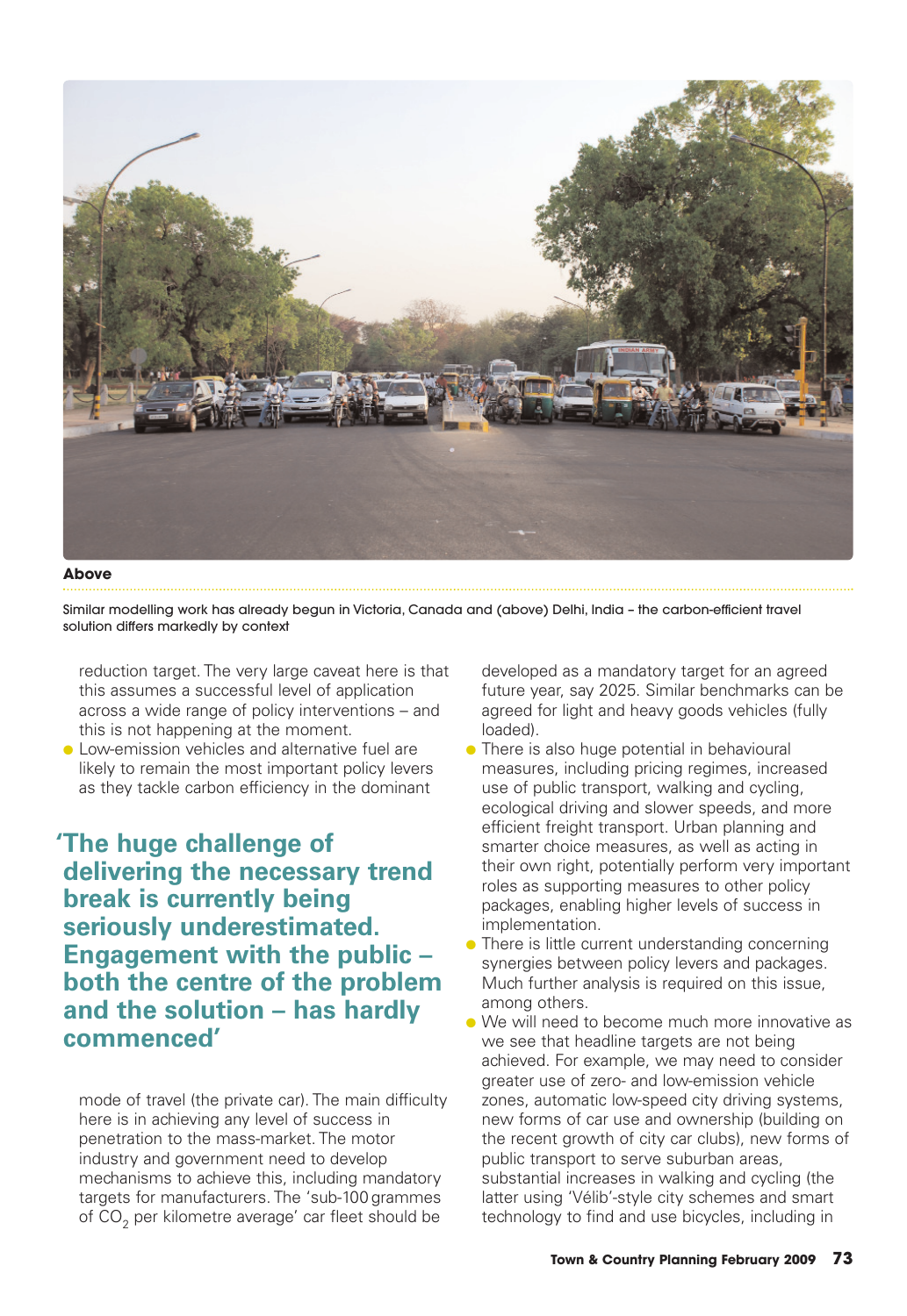**Above**

Similar modelling work has already begun in Victoria, Canada and (above) Delhi, India – the carbon-efficient travel solution differs markedly by context

reduction target. The very large caveat here is that this assumes a successful level of application across a wide range of policy interventions – and this is not happening at the moment.

- Low-emission vehicles and alternative fuel are likely to remain the most important policy levers as they tackle carbon efficiency in the dominant mode of travel (the private car). The main difficulty here is in achieving any level of success in penetration to the mass-market. The motor industry and government need to develop mechanisms to achieve this, including mandatory targets for manufacturers. The 'sub-100 grammes of $CO_2$ per kilometre average' car fleet should be developed as a mandatory target for an agreed future year, say 2025. Similar benchmarks can be agreed for light and heavy goods vehicles (fully loaded).
- There is also huge potential in behavioural measures, including pricing regimes, increased use of public transport, walking and cycling, ecological driving and slower speeds, and more efficient freight transport. Urban planning and smarter choice measures, as well as acting in their own right, potentially perform very important roles as supporting measures to other policy packages, enabling higher levels of success in implementation.
- There is little current understanding concerning synergies between policy levers and packages. Much further analysis is required on this issue, among others.
- We will need to become much more innovative as we see that headline targets are not being achieved. For example, we may need to consider greater use of zero- and low-emission vehicle zones, automatic low-speed city driving systems, new forms of car use and ownership (building on the recent growth of city car clubs), new forms of public transport to serve suburban areas, substantial increases in walking and cycling (the latter using 'Vélib'-style city schemes and smart technology to find and use bicycles, including in

> **'The huge challenge of delivering the necessary trend break is currently being seriously underestimated. Engagement with the public – both the centre of the problem and the solution – has hardly commenced'**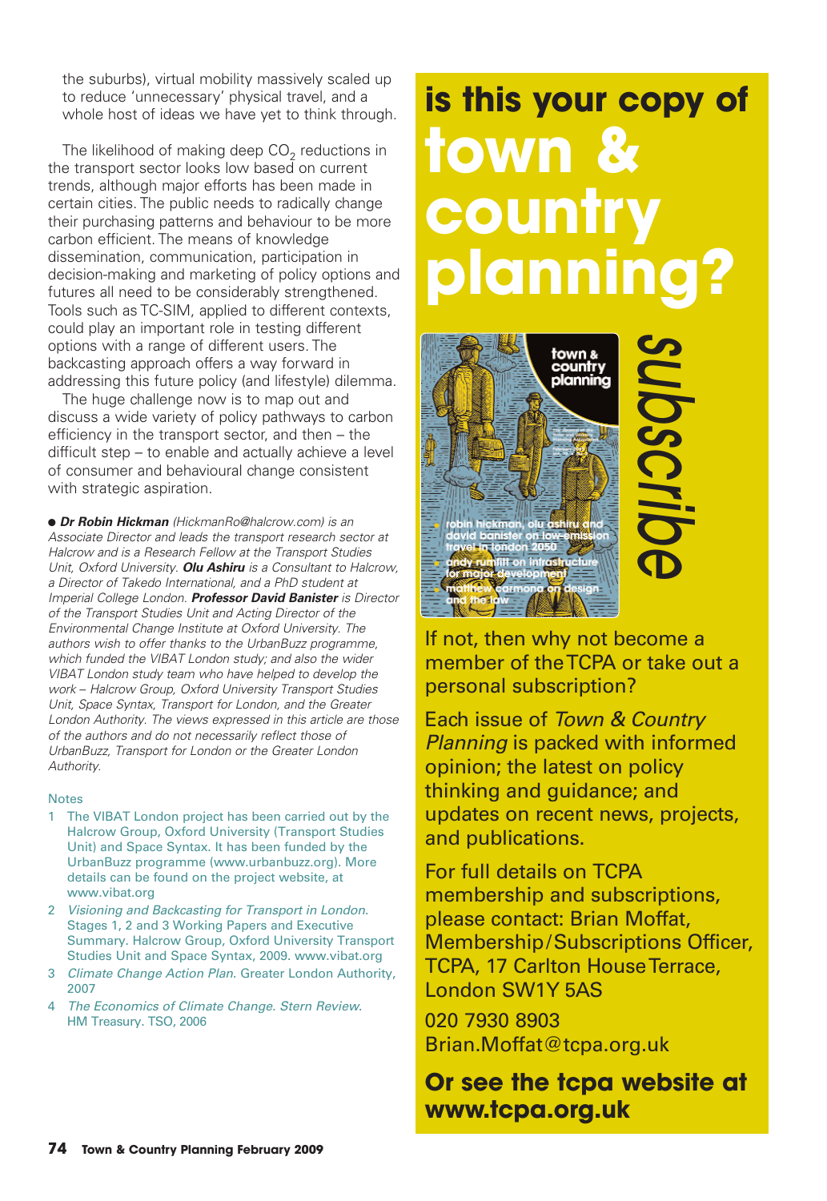the suburbs), virtual mobility massively scaled up to reduce 'unnecessary' physical travel, and a whole host of ideas we have yet to think through.

The likelihood of making deep $CO_2$ reductions in the transport sector looks low based on current trends, although major efforts has been made in certain cities. The public needs to radically change their purchasing patterns and behaviour to be more carbon efficient. The means of knowledge dissemination, communication, participation in decision-making and marketing of policy options and futures all need to be considerably strengthened. Tools such as TC-SIM, applied to different contexts, could play an important role in testing different options with a range of different users. The backcasting approach offers a way forward in addressing this future policy (and lifestyle) dilemma.

The huge challenge now is to map out and discuss a wide variety of policy pathways to carbon efficiency in the transport sector, and then – the difficult step – to enable and actually achieve a level of consumer and behavioural change consistent with strategic aspiration.

● ***Dr Robin Hickman*** *(HickmanRo@halcrow.com) is an Associate Director and leads the transport research sector at Halcrow and is a Research Fellow at the Transport Studies Unit, Oxford University.* ***Olu Ashiru*** *is a Consultant to Halcrow, a Director of Takedo International, and a PhD student at Imperial College London.* ***Professor David Banister*** *is Director of the Transport Studies Unit and Acting Director of the Environmental Change Institute at Oxford University. The authors wish to offer thanks to the UrbanBuzz programme, which funded the VIBAT London study; and also the wider VIBAT London study team who have helped to develop the work – Halcrow Group, Oxford University Transport Studies Unit, Space Syntax, Transport for London, and the Greater London Authority. The views expressed in this article are those of the authors and do not necessarily reflect those of UrbanBuzz, Transport for London or the Greater London Authority.*

## Notes

1. The VIBAT London project has been carried out by the Halcrow Group, Oxford University (Transport Studies Unit) and Space Syntax. It has been funded by the UrbanBuzz programme (www.urbanbuzz.org). More details can be found on the project website, at www.vibat.org
2. *Visioning and Backcasting for Transport in London*. Stages 1, 2 and 3 Working Papers and Executive Summary. Halcrow Group, Oxford University Transport Studies Unit and Space Syntax, 2009. www.vibat.org
3. *Climate Change Action Plan*. Greater London Authority, 2007
4. *The Economics of Climate Change. Stern Review*. HM Treasury. TSO, 2006

# is this your copy of town & country planning?

subscribe

If not, then why not become a member of the TCPA or take out a personal subscription?

Each issue of *Town & Country Planning* is packed with informed opinion; the latest on policy thinking and guidance; and updates on recent news, projects, and publications.

For full details on TCPA membership and subscriptions, please contact: Brian Moffat, Membership/Subscriptions Officer, TCPA, 17 Carlton House Terrace, London SW1Y 5AS

020 7930 8903
Brian.Moffat@tcpa.org.uk

**Or see the tcpa website at www.tcpa.org.uk**